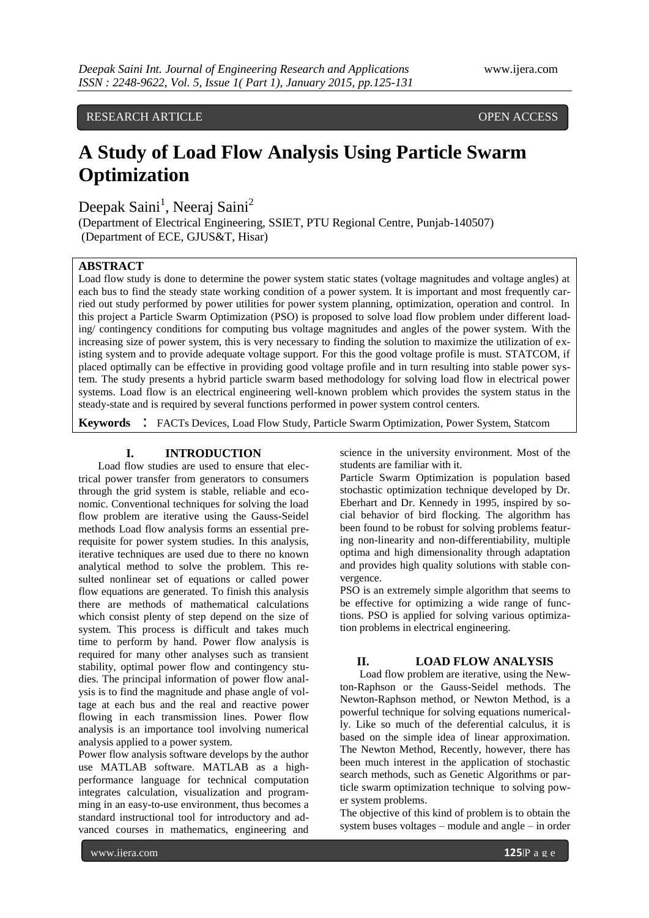RESEARCH ARTICLE OPEN ACCESS

# A Study of Load Flow Analysis Using Particle Swarm Optimization

Deepak Saini[1], Neeraj Saini[2]

(Department of Electrical Engineering, SSIET, PTU Regional Centre, Punjab-140507)
(Department of ECE, GJUS&T, Hisar)

## ABSTRACT

Load flow study is done to determine the power system static states (voltage magnitudes and voltage angles) at each bus to find the steady state working condition of a power system. It is important and most frequently carried out study performed by power utilities for power system planning, optimization, operation and control. In this project a Particle Swarm Optimization (PSO) is proposed to solve load flow problem under different loading/ contingency conditions for computing bus voltage magnitudes and angles of the power system. With the increasing size of power system, this is very necessary to finding the solution to maximize the utilization of existing system and to provide adequate voltage support. For this the good voltage profile is must. STATCOM, if placed optimally can be effective in providing good voltage profile and in turn resulting into stable power system. The study presents a hybrid particle swarm based methodology for solving load flow in electrical power systems. Load flow is an electrical engineering well-known problem which provides the system status in the steady-state and is required by several functions performed in power system control centers.

**Keywords** ： FACTs Devices, Load Flow Study, Particle Swarm Optimization, Power System, Statcom

## I. INTRODUCTION

Load flow studies are used to ensure that electrical power transfer from generators to consumers through the grid system is stable, reliable and economic. Conventional techniques for solving the load flow problem are iterative using the Gauss-Seidel methods Load flow analysis forms an essential prerequisite for power system studies. In this analysis, iterative techniques are used due to there no known analytical method to solve the problem. This resulted nonlinear set of equations or called power flow equations are generated. To finish this analysis there are methods of mathematical calculations which consist plenty of step depend on the size of system. This process is difficult and takes much time to perform by hand. Power flow analysis is required for many other analyses such as transient stability, optimal power flow and contingency studies. The principal information of power flow analysis is to find the magnitude and phase angle of voltage at each bus and the real and reactive power flowing in each transmission lines. Power flow analysis is an importance tool involving numerical analysis applied to a power system.

Power flow analysis software develops by the author use MATLAB software. MATLAB as a high-performance language for technical computation integrates calculation, visualization and programming in an easy-to-use environment, thus becomes a standard instructional tool for introductory and advanced courses in mathematics, engineering and science in the university environment. Most of the students are familiar with it.

Particle Swarm Optimization is population based stochastic optimization technique developed by Dr. Eberhart and Dr. Kennedy in 1995, inspired by social behavior of bird flocking. The algorithm has been found to be robust for solving problems featuring non-linearity and non-differentiability, multiple optima and high dimensionality through adaptation and provides high quality solutions with stable convergence.

PSO is an extremely simple algorithm that seems to be effective for optimizing a wide range of functions. PSO is applied for solving various optimization problems in electrical engineering.

## II. LOAD FLOW ANALYSIS

Load flow problem are iterative, using the Newton-Raphson or the Gauss-Seidel methods. The Newton-Raphson method, or Newton Method, is a powerful technique for solving equations numerically. Like so much of the deferential calculus, it is based on the simple idea of linear approximation. The Newton Method, Recently, however, there has been much interest in the application of stochastic search methods, such as Genetic Algorithms or particle swarm optimization technique to solving power system problems.

The objective of this kind of problem is to obtain the system buses voltages – module and angle – in order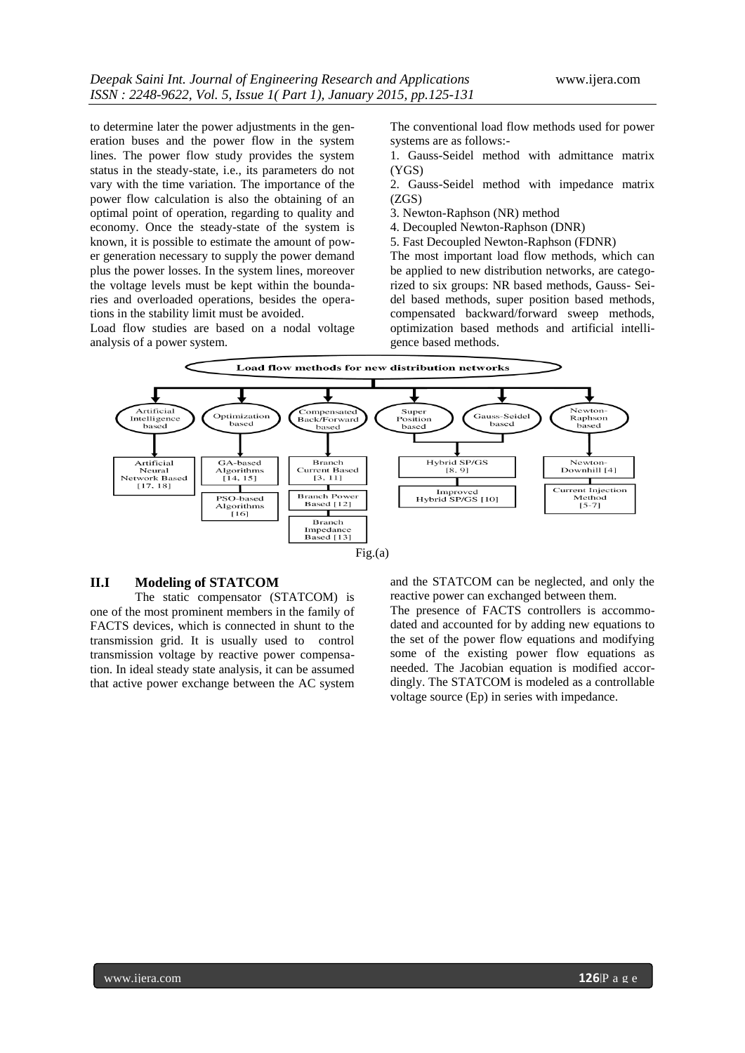to determine later the power adjustments in the generation buses and the power flow in the system lines. The power flow study provides the system status in the steady-state, i.e., its parameters do not vary with the time variation. The importance of the power flow calculation is also the obtaining of an optimal point of operation, regarding to quality and economy. Once the steady-state of the system is known, it is possible to estimate the amount of power generation necessary to supply the power demand plus the power losses. In the system lines, moreover the voltage levels must be kept within the boundaries and overloaded operations, besides the operations in the stability limit must be avoided.

Load flow studies are based on a nodal voltage analysis of a power system.

The conventional load flow methods used for power systems are as follows:-

1. Gauss-Seidel method with admittance matrix (YGS)
2. Gauss-Seidel method with impedance matrix (ZGS)
3. Newton-Raphson (NR) method
4. Decoupled Newton-Raphson (DNR)
5. Fast Decoupled Newton-Raphson (FDNR)

The most important load flow methods, which can be applied to new distribution networks, are categorized to six groups: NR based methods, Gauss- Seidel based methods, super position based methods, compensated backward/forward sweep methods, optimization based methods and artificial intelligence based methods.

**Load flow methods for new distribution networks**

- Artificial Intelligence based
  - Artificial Neural Network Based [17, 18]
- Optimization based
  - GA-based Algorithms [14, 15]
  - PSO-based Algorithms [16]
- Compensated Back/Forward based
  - Branch Current Based [3, 11]
  - Branch Power Based [12]
  - Branch Impedance Based [13]
- Super Position based / Gauss-Seidel based
  - Hybrid SP/GS [8, 9]
  - Improved Hybrid SP/GS [10]
- Newton-Raphson based
  - Newton-Downhill [4]
  - Current Injection Method [5-7]

Fig.(a)

## II.I Modeling of STATCOM

The static compensator (STATCOM) is one of the most prominent members in the family of FACTS devices, which is connected in shunt to the transmission grid. It is usually used to control transmission voltage by reactive power compensation. In ideal steady state analysis, it can be assumed that active power exchange between the AC system and the STATCOM can be neglected, and only the reactive power can exchanged between them.

The presence of FACTS controllers is accommodated and accounted for by adding new equations to the set of the power flow equations and modifying some of the existing power flow equations as needed. The Jacobian equation is modified accordingly. The STATCOM is modeled as a controllable voltage source (Ep) in series with impedance.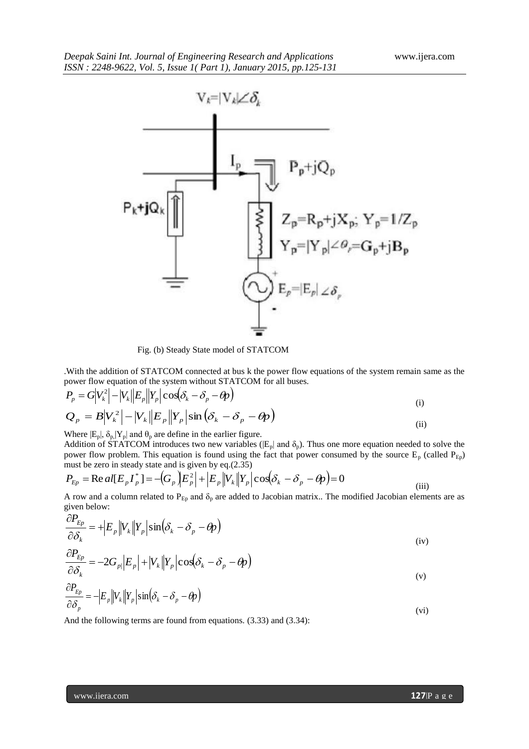Fig. (b) Steady State model of STATCOM

.With the addition of STATCOM connected at bus k the power flow equations of the system remain same as the power flow equation of the system without STATCOM for all buses.

$$P_p = G|V_k^2| - |V_k||E_p||Y_p|\cos(\delta_k - \delta_p - \theta p) \tag{i}$$

$$Q_p = B|V_k^2| - |V_k||E_p||Y_p|\sin(\delta_k - \delta_p - \theta p) \tag{ii}$$

Where $|E_p|$, $\delta_p$, $|Y_p|$ and $\theta_p$ are define in the earlier figure.

Addition of STATCOM introduces two new variables ($|E_p|$ and $\delta_p$). Thus one more equation needed to solve the power flow problem. This equation is found using the fact that power consumed by the source $E_p$ (called $P_{Ep}$) must be zero in steady state and is given by eq.(2.35)

$$P_{Ep} = \mathrm{Re}\,al[E_p I_p^*] = -(G_p)E_p^2| + |E_p||V_k||Y_p|\cos(\delta_k - \delta_p - \theta p) = 0 \tag{iii}$$

A row and a column related to $P_{Ep}$ and $\delta_p$ are added to Jacobian matrix.. The modified Jacobian elements are as given below:

$$\frac{\partial P_{Ep}}{\partial \delta_k} = +|E_p||V_k||Y_p|\sin(\delta_k - \delta_p - \theta p) \tag{iv}$$

$$\frac{\partial P_{Ep}}{\partial \delta_k} = -2G_{p|}|E_p| + |V_k||Y_p|\cos(\delta_k - \delta_p - \theta p) \tag{v}$$

$$\frac{\partial P_{Ep}}{\partial \delta_p} = -|E_p||V_k||Y_p|\sin(\delta_k - \delta_p - \theta p) \tag{vi}$$

And the following terms are found from equations. (3.33) and (3.34):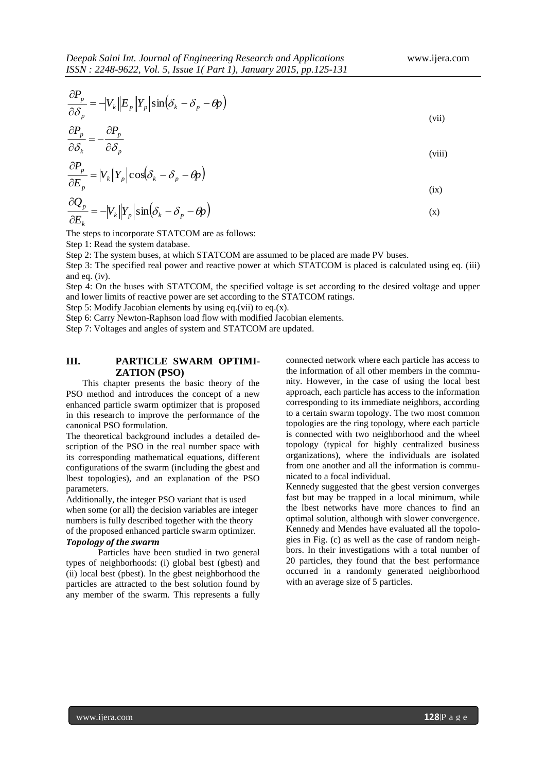$$\frac{\partial P_p}{\partial \delta_p} = -|V_k||E_p||Y_p|\sin(\delta_k - \delta_p - \theta p) \tag{vii}$$

$$\frac{\partial P_p}{\partial \delta_k} = -\frac{\partial P_p}{\partial \delta_p} \tag{viii}$$

$$\frac{\partial P_p}{\partial E_p} = |V_k||Y_p|\cos(\delta_k - \delta_p - \theta p) \tag{ix}$$

$$\frac{\partial Q_p}{\partial E_k} = -|V_k||Y_p|\sin(\delta_k - \delta_p - \theta p) \tag{x}$$

The steps to incorporate STATCOM are as follows:

Step 1: Read the system database.

Step 2: The system buses, at which STATCOM are assumed to be placed are made PV buses.

Step 3: The specified real power and reactive power at which STATCOM is placed is calculated using eq. (iii) and eq. (iv).

Step 4: On the buses with STATCOM, the specified voltage is set according to the desired voltage and upper and lower limits of reactive power are set according to the STATCOM ratings.

Step 5: Modify Jacobian elements by using eq.(vii) to eq.(x).

Step 6: Carry Newton-Raphson load flow with modified Jacobian elements.

Step 7: Voltages and angles of system and STATCOM are updated.

## III. PARTICLE SWARM OPTIMIZATION (PSO)

This chapter presents the basic theory of the PSO method and introduces the concept of a new enhanced particle swarm optimizer that is proposed in this research to improve the performance of the canonical PSO formulation.

The theoretical background includes a detailed description of the PSO in the real number space with its corresponding mathematical equations, different configurations of the swarm (including the gbest and lbest topologies), and an explanation of the PSO parameters.

Additionally, the integer PSO variant that is used when some (or all) the decision variables are integer numbers is fully described together with the theory of the proposed enhanced particle swarm optimizer.

### *Topology of the swarm*

Particles have been studied in two general types of neighborhoods: (i) global best (gbest) and (ii) local best (pbest). In the gbest neighborhood the particles are attracted to the best solution found by any member of the swarm. This represents a fully connected network where each particle has access to the information of all other members in the community. However, in the case of using the local best approach, each particle has access to the information corresponding to its immediate neighbors, according to a certain swarm topology. The two most common topologies are the ring topology, where each particle is connected with two neighborhood and the wheel topology (typical for highly centralized business organizations), where the individuals are isolated from one another and all the information is communicated to a focal individual.

Kennedy suggested that the gbest version converges fast but may be trapped in a local minimum, while the lbest networks have more chances to find an optimal solution, although with slower convergence. Kennedy and Mendes have evaluated all the topologies in Fig. (c) as well as the case of random neighbors. In their investigations with a total number of 20 particles, they found that the best performance occurred in a randomly generated neighborhood with an average size of 5 particles.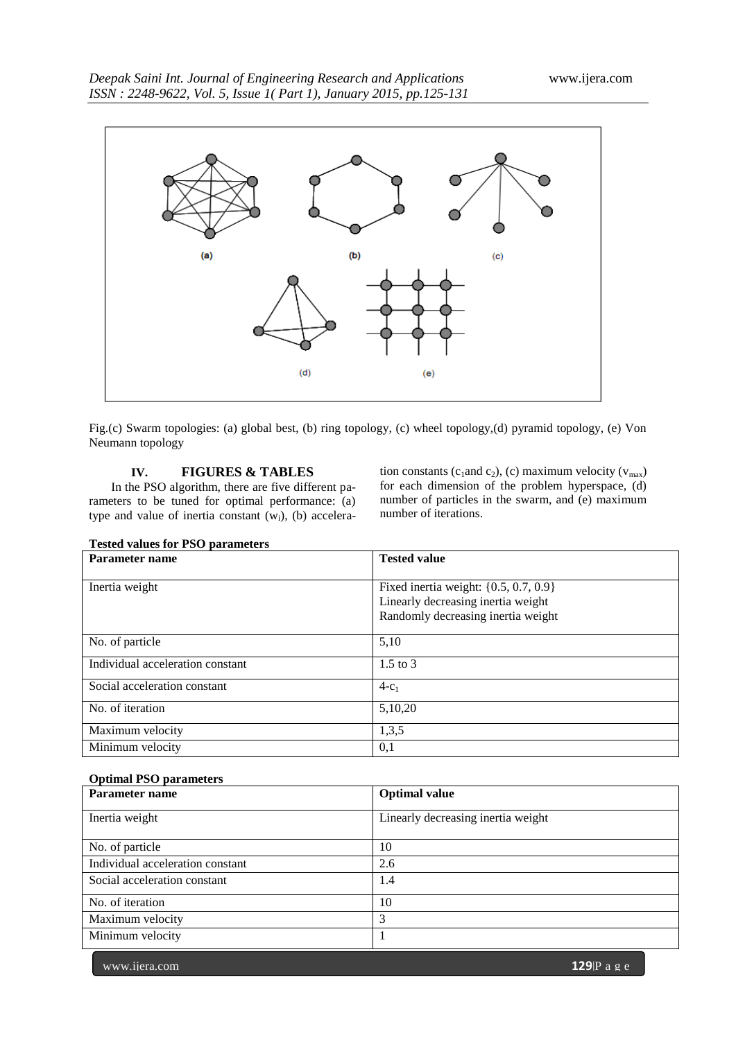Fig.(c) Swarm topologies: (a) global best, (b) ring topology, (c) wheel topology,(d) pyramid topology, (e) Von Neumann topology

## IV. FIGURES & TABLES

In the PSO algorithm, there are five different parameters to be tuned for optimal performance: (a) type and value of inertia constant ($w_i$), (b) acceleration constants ($c_1$and $c_2$), (c) maximum velocity ($v_{max}$) for each dimension of the problem hyperspace, (d) number of particles in the swarm, and (e) maximum number of iterations.

**Tested values for PSO parameters**

| Parameter name | Tested value |
|---|---|
| Inertia weight | Fixed inertia weight: {0.5, 0.7, 0.9}<br>Linearly decreasing inertia weight<br>Randomly decreasing inertia weight |
| No. of particle | 5,10 |
| Individual acceleration constant | 1.5 to 3 |
| Social acceleration constant | $4-c_1$ |
| No. of iteration | 5,10,20 |
| Maximum velocity | 1,3,5 |
| Minimum velocity | 0,1 |

**Optimal PSO parameters**

| Parameter name | Optimal value |
|---|---|
| Inertia weight | Linearly decreasing inertia weight |
| No. of particle | 10 |
| Individual acceleration constant | 2.6 |
| Social acceleration constant | 1.4 |
| No. of iteration | 10 |
| Maximum velocity | 3 |
| Minimum velocity | 1 |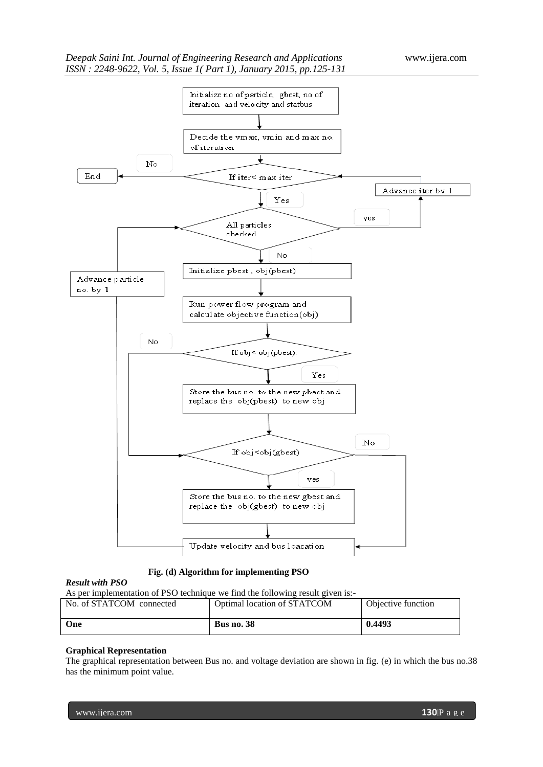**Fig. (d) Algorithm for implementing PSO**

***Result with PSO***

As per implementation of PSO technique we find the following result given is:-

| No. of STATCOM connected | Optimal location of STATCOM | Objective function |
| --- | --- | --- |
| **One** | **Bus no. 38** | **0.4493** |

**Graphical Representation**

The graphical representation between Bus no. and voltage deviation are shown in fig. (e) in which the bus no.38 has the minimum point value.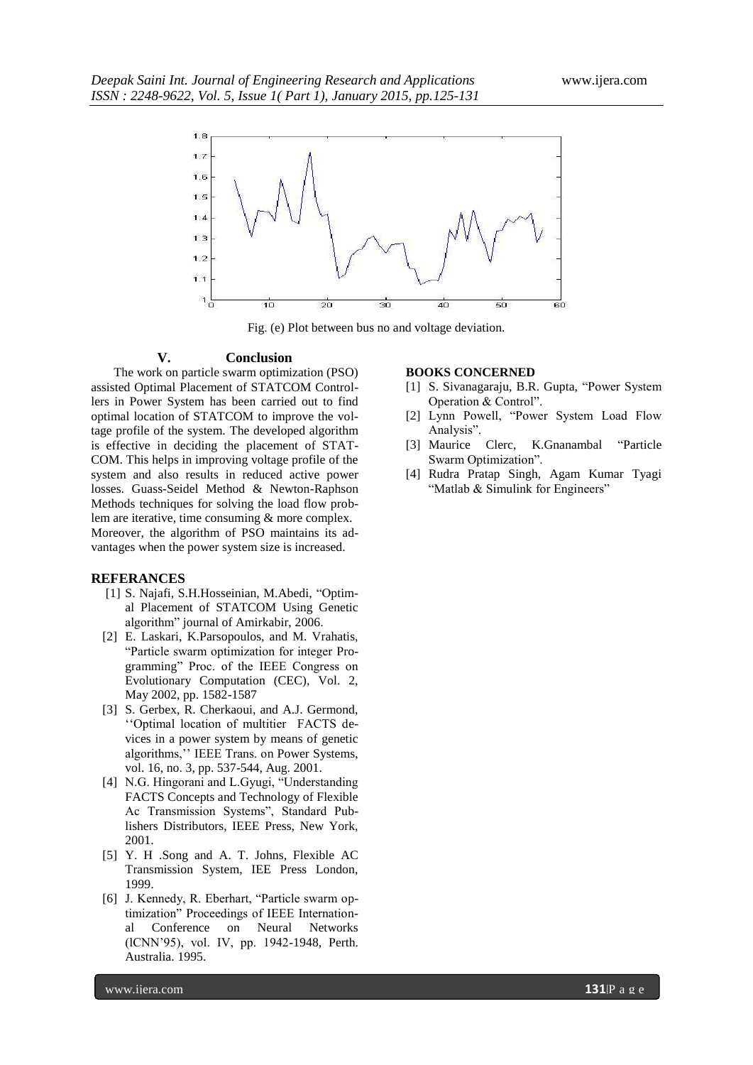1.8
1.7
1.6
1.5
1.4
1.3
1.2
1.1
1
0 10 20 30 40 50 60

Fig. (e) Plot between bus no and voltage deviation.

## V. Conclusion

The work on particle swarm optimization (PSO) assisted Optimal Placement of STATCOM Controllers in Power System has been carried out to find optimal location of STATCOM to improve the voltage profile of the system. The developed algorithm is effective in deciding the placement of STATCOM. This helps in improving voltage profile of the system and also results in reduced active power losses. Guass-Seidel Method & Newton-Raphson Methods techniques for solving the load flow problem are iterative, time consuming & more complex. Moreover, the algorithm of PSO maintains its advantages when the power system size is increased.

## REFERANCES

[1] S. Najafi, S.H.Hosseinian, M.Abedi, "Optimal Placement of STATCOM Using Genetic algorithm" journal of Amirkabir, 2006.

[2] E. Laskari, K.Parsopoulos, and M. Vrahatis, "Particle swarm optimization for integer Programming" Proc. of the IEEE Congress on Evolutionary Computation (CEC), Vol. 2, May 2002, pp. 1582-1587

[3] S. Gerbex, R. Cherkaoui, and A.J. Germond, ''Optimal location of multitier FACTS devices in a power system by means of genetic algorithms,'' IEEE Trans. on Power Systems, vol. 16, no. 3, pp. 537-544, Aug. 2001.

[4] N.G. Hingorani and L.Gyugi, "Understanding FACTS Concepts and Technology of Flexible Ac Transmission Systems", Standard Publishers Distributors, IEEE Press, New York, 2001.

[5] Y. H .Song and A. T. Johns, Flexible AC Transmission System, IEE Press London, 1999.

[6] J. Kennedy, R. Eberhart, "Particle swarm optimization" Proceedings of IEEE International Conference on Neural Networks (lCNN'95), vol. IV, pp. 1942-1948, Perth. Australia. 1995.

**BOOKS CONCERNED**

[1] S. Sivanagaraju, B.R. Gupta, "Power System Operation & Control".

[2] Lynn Powell, "Power System Load Flow Analysis".

[3] Maurice Clerc, K.Gnanambal "Particle Swarm Optimization".

[4] Rudra Pratap Singh, Agam Kumar Tyagi "Matlab & Simulink for Engineers"